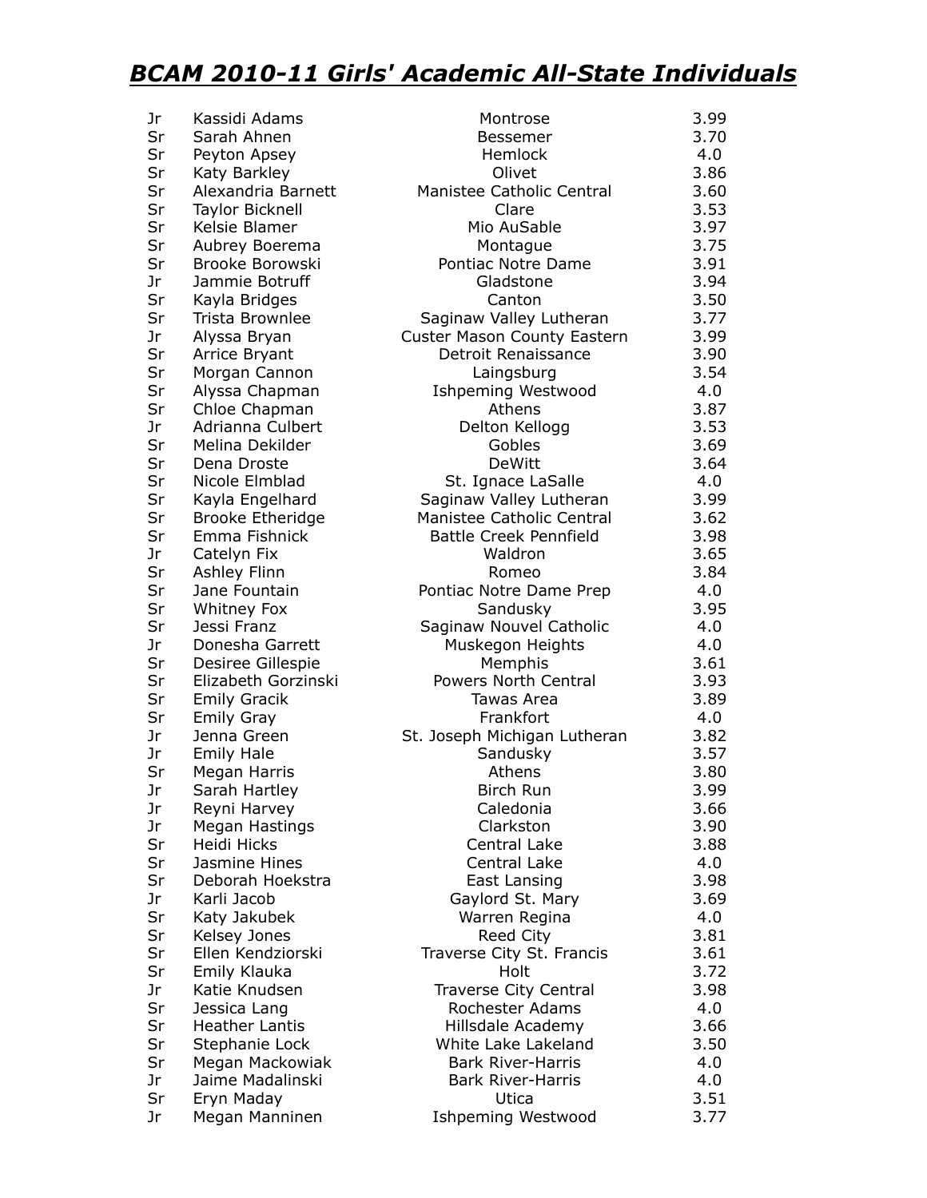# *BCAM 2010-11 Girls' Academic All-State Individuals*

| | | | |
|---|---|---|---|
| Jr | Kassidi Adams | Montrose | 3.99 |
| Sr | Sarah Ahnen | Bessemer | 3.70 |
| Sr | Peyton Apsey | Hemlock | 4.0 |
| Sr | Katy Barkley | Olivet | 3.86 |
| Sr | Alexandria Barnett | Manistee Catholic Central | 3.60 |
| Sr | Taylor Bicknell | Clare | 3.53 |
| Sr | Kelsie Blamer | Mio AuSable | 3.97 |
| Sr | Aubrey Boerema | Montague | 3.75 |
| Sr | Brooke Borowski | Pontiac Notre Dame | 3.91 |
| Jr | Jammie Botruff | Gladstone | 3.94 |
| Sr | Kayla Bridges | Canton | 3.50 |
| Sr | Trista Brownlee | Saginaw Valley Lutheran | 3.77 |
| Jr | Alyssa Bryan | Custer Mason County Eastern | 3.99 |
| Sr | Arrice Bryant | Detroit Renaissance | 3.90 |
| Sr | Morgan Cannon | Laingsburg | 3.54 |
| Sr | Alyssa Chapman | Ishpeming Westwood | 4.0 |
| Sr | Chloe Chapman | Athens | 3.87 |
| Jr | Adrianna Culbert | Delton Kellogg | 3.53 |
| Sr | Melina Dekilder | Gobles | 3.69 |
| Sr | Dena Droste | DeWitt | 3.64 |
| Sr | Nicole Elmblad | St. Ignace LaSalle | 4.0 |
| Sr | Kayla Engelhard | Saginaw Valley Lutheran | 3.99 |
| Sr | Brooke Etheridge | Manistee Catholic Central | 3.62 |
| Sr | Emma Fishnick | Battle Creek Pennfield | 3.98 |
| Jr | Catelyn Fix | Waldron | 3.65 |
| Sr | Ashley Flinn | Romeo | 3.84 |
| Sr | Jane Fountain | Pontiac Notre Dame Prep | 4.0 |
| Sr | Whitney Fox | Sandusky | 3.95 |
| Sr | Jessi Franz | Saginaw Nouvel Catholic | 4.0 |
| Jr | Donesha Garrett | Muskegon Heights | 4.0 |
| Sr | Desiree Gillespie | Memphis | 3.61 |
| Sr | Elizabeth Gorzinski | Powers North Central | 3.93 |
| Sr | Emily Gracik | Tawas Area | 3.89 |
| Sr | Emily Gray | Frankfort | 4.0 |
| Jr | Jenna Green | St. Joseph Michigan Lutheran | 3.82 |
| Jr | Emily Hale | Sandusky | 3.57 |
| Sr | Megan Harris | Athens | 3.80 |
| Jr | Sarah Hartley | Birch Run | 3.99 |
| Jr | Reyni Harvey | Caledonia | 3.66 |
| Jr | Megan Hastings | Clarkston | 3.90 |
| Sr | Heidi Hicks | Central Lake | 3.88 |
| Sr | Jasmine Hines | Central Lake | 4.0 |
| Sr | Deborah Hoekstra | East Lansing | 3.98 |
| Jr | Karli Jacob | Gaylord St. Mary | 3.69 |
| Sr | Katy Jakubek | Warren Regina | 4.0 |
| Sr | Kelsey Jones | Reed City | 3.81 |
| Sr | Ellen Kendziorski | Traverse City St. Francis | 3.61 |
| Sr | Emily Klauka | Holt | 3.72 |
| Jr | Katie Knudsen | Traverse City Central | 3.98 |
| Sr | Jessica Lang | Rochester Adams | 4.0 |
| Sr | Heather Lantis | Hillsdale Academy | 3.66 |
| Sr | Stephanie Lock | White Lake Lakeland | 3.50 |
| Sr | Megan Mackowiak | Bark River-Harris | 4.0 |
| Jr | Jaime Madalinski | Bark River-Harris | 4.0 |
| Sr | Eryn Maday | Utica | 3.51 |
| Jr | Megan Manninen | Ishpeming Westwood | 3.77 |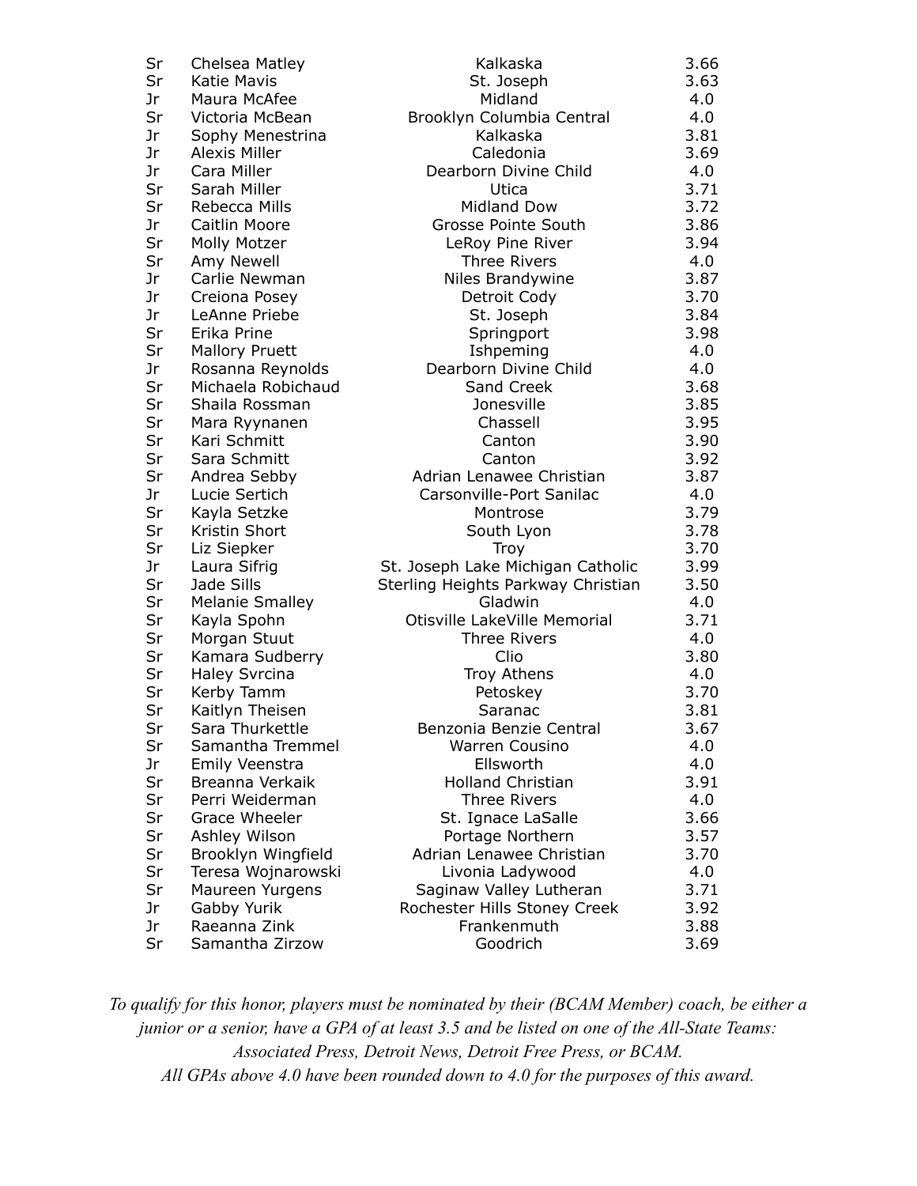| | | | |
|---|---|---|---|
| Sr | Chelsea Matley | Kalkaska | 3.66 |
| Sr | Katie Mavis | St. Joseph | 3.63 |
| Jr | Maura McAfee | Midland | 4.0 |
| Sr | Victoria McBean | Brooklyn Columbia Central | 4.0 |
| Jr | Sophy Menestrina | Kalkaska | 3.81 |
| Jr | Alexis Miller | Caledonia | 3.69 |
| Jr | Cara Miller | Dearborn Divine Child | 4.0 |
| Sr | Sarah Miller | Utica | 3.71 |
| Sr | Rebecca Mills | Midland Dow | 3.72 |
| Jr | Caitlin Moore | Grosse Pointe South | 3.86 |
| Sr | Molly Motzer | LeRoy Pine River | 3.94 |
| Sr | Amy Newell | Three Rivers | 4.0 |
| Jr | Carlie Newman | Niles Brandywine | 3.87 |
| Jr | Creiona Posey | Detroit Cody | 3.70 |
| Jr | LeAnne Priebe | St. Joseph | 3.84 |
| Sr | Erika Prine | Springport | 3.98 |
| Sr | Mallory Pruett | Ishpeming | 4.0 |
| Jr | Rosanna Reynolds | Dearborn Divine Child | 4.0 |
| Sr | Michaela Robichaud | Sand Creek | 3.68 |
| Sr | Shaila Rossman | Jonesville | 3.85 |
| Sr | Mara Ryynanen | Chassell | 3.95 |
| Sr | Kari Schmitt | Canton | 3.90 |
| Sr | Sara Schmitt | Canton | 3.92 |
| Sr | Andrea Sebby | Adrian Lenawee Christian | 3.87 |
| Jr | Lucie Sertich | Carsonville-Port Sanilac | 4.0 |
| Sr | Kayla Setzke | Montrose | 3.79 |
| Sr | Kristin Short | South Lyon | 3.78 |
| Sr | Liz Siepker | Troy | 3.70 |
| Jr | Laura Sifrig | St. Joseph Lake Michigan Catholic | 3.99 |
| Sr | Jade Sills | Sterling Heights Parkway Christian | 3.50 |
| Sr | Melanie Smalley | Gladwin | 4.0 |
| Sr | Kayla Spohn | Otisville LakeVille Memorial | 3.71 |
| Sr | Morgan Stuut | Three Rivers | 4.0 |
| Sr | Kamara Sudberry | Clio | 3.80 |
| Sr | Haley Svrcina | Troy Athens | 4.0 |
| Sr | Kerby Tamm | Petoskey | 3.70 |
| Sr | Kaitlyn Theisen | Saranac | 3.81 |
| Sr | Sara Thurkettle | Benzonia Benzie Central | 3.67 |
| Sr | Samantha Tremmel | Warren Cousino | 4.0 |
| Jr | Emily Veenstra | Ellsworth | 4.0 |
| Sr | Breanna Verkaik | Holland Christian | 3.91 |
| Sr | Perri Weiderman | Three Rivers | 4.0 |
| Sr | Grace Wheeler | St. Ignace LaSalle | 3.66 |
| Sr | Ashley Wilson | Portage Northern | 3.57 |
| Sr | Brooklyn Wingfield | Adrian Lenawee Christian | 3.70 |
| Sr | Teresa Wojnarowski | Livonia Ladywood | 4.0 |
| Sr | Maureen Yurgens | Saginaw Valley Lutheran | 3.71 |
| Jr | Gabby Yurik | Rochester Hills Stoney Creek | 3.92 |
| Jr | Raeanna Zink | Frankenmuth | 3.88 |
| Sr | Samantha Zirzow | Goodrich | 3.69 |

*To qualify for this honor, players must be nominated by their (BCAM Member) coach, be either a junior or a senior, have a GPA of at least 3.5 and be listed on one of the All-State Teams: Associated Press, Detroit News, Detroit Free Press, or BCAM.*

*All GPAs above 4.0 have been rounded down to 4.0 for the purposes of this award.*